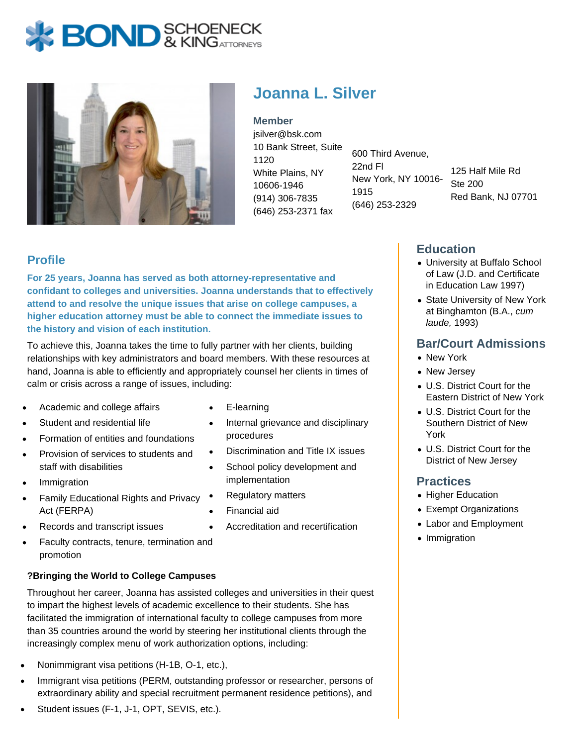# Joanna L. Silver

**Member**

jsilver@bsk.com

10 Bank Street, Suite 1120
White Plains, NY 10606-1946
(914) 306-7835
(646) 253-2371 fax

600 Third Avenue, 22nd Fl
New York, NY 10016-1915
(646) 253-2329

125 Half Mile Rd
Ste 200
Red Bank, NJ 07701

## Profile

**For 25 years, Joanna has served as both attorney-representative and confidant to colleges and universities. Joanna understands that to effectively attend to and resolve the unique issues that arise on college campuses, a higher education attorney must be able to connect the immediate issues to the history and vision of each institution.**

To achieve this, Joanna takes the time to fully partner with her clients, building relationships with key administrators and board members. With these resources at hand, Joanna is able to efficiently and appropriately counsel her clients in times of calm or crisis across a range of issues, including:

- Academic and college affairs
- Student and residential life
- Formation of entities and foundations
- Provision of services to students and staff with disabilities
- Immigration
- Family Educational Rights and Privacy Act (FERPA)
- Records and transcript issues
- Faculty contracts, tenure, termination and promotion
- E-learning
- Internal grievance and disciplinary procedures
- Discrimination and Title IX issues
- School policy development and implementation
- Regulatory matters
- Financial aid
- Accreditation and recertification

**?Bringing the World to College Campuses**

Throughout her career, Joanna has assisted colleges and universities in their quest to impart the highest levels of academic excellence to their students. She has facilitated the immigration of international faculty to college campuses from more than 35 countries around the world by steering her institutional clients through the increasingly complex menu of work authorization options, including:

- Nonimmigrant visa petitions (H-1B, O-1, etc.),
- Immigrant visa petitions (PERM, outstanding professor or researcher, persons of extraordinary ability and special recruitment permanent residence petitions), and
- Student issues (F-1, J-1, OPT, SEVIS, etc.).

## Education

- University at Buffalo School of Law (J.D. and Certificate in Education Law 1997)
- State University of New York at Binghamton (B.A., *cum laude,* 1993)

## Bar/Court Admissions

- New York
- New Jersey
- U.S. District Court for the Eastern District of New York
- U.S. District Court for the Southern District of New York
- U.S. District Court for the District of New Jersey

## Practices

- Higher Education
- Exempt Organizations
- Labor and Employment
- Immigration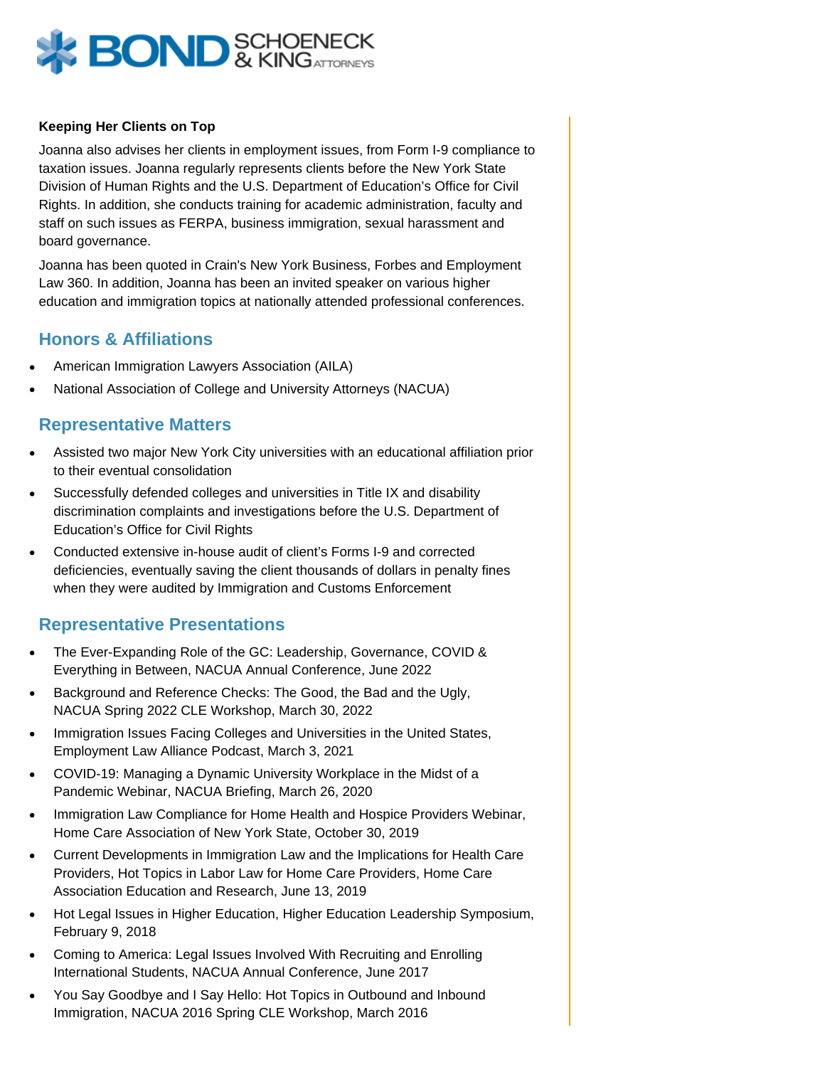**Keeping Her Clients on Top**

Joanna also advises her clients in employment issues, from Form I-9 compliance to taxation issues. Joanna regularly represents clients before the New York State Division of Human Rights and the U.S. Department of Education's Office for Civil Rights. In addition, she conducts training for academic administration, faculty and staff on such issues as FERPA, business immigration, sexual harassment and board governance.

Joanna has been quoted in Crain's New York Business, Forbes and Employment Law 360. In addition, Joanna has been an invited speaker on various higher education and immigration topics at nationally attended professional conferences.

## Honors & Affiliations

- American Immigration Lawyers Association (AILA)
- National Association of College and University Attorneys (NACUA)

## Representative Matters

- Assisted two major New York City universities with an educational affiliation prior to their eventual consolidation
- Successfully defended colleges and universities in Title IX and disability discrimination complaints and investigations before the U.S. Department of Education's Office for Civil Rights
- Conducted extensive in-house audit of client's Forms I-9 and corrected deficiencies, eventually saving the client thousands of dollars in penalty fines when they were audited by Immigration and Customs Enforcement

## Representative Presentations

- The Ever-Expanding Role of the GC: Leadership, Governance, COVID & Everything in Between, NACUA Annual Conference, June 2022
- Background and Reference Checks: The Good, the Bad and the Ugly, NACUA Spring 2022 CLE Workshop, March 30, 2022
- Immigration Issues Facing Colleges and Universities in the United States, Employment Law Alliance Podcast, March 3, 2021
- COVID-19: Managing a Dynamic University Workplace in the Midst of a Pandemic Webinar, NACUA Briefing, March 26, 2020
- Immigration Law Compliance for Home Health and Hospice Providers Webinar, Home Care Association of New York State, October 30, 2019
- Current Developments in Immigration Law and the Implications for Health Care Providers, Hot Topics in Labor Law for Home Care Providers, Home Care Association Education and Research, June 13, 2019
- Hot Legal Issues in Higher Education, Higher Education Leadership Symposium, February 9, 2018
- Coming to America: Legal Issues Involved With Recruiting and Enrolling International Students, NACUA Annual Conference, June 2017
- You Say Goodbye and I Say Hello: Hot Topics in Outbound and Inbound Immigration, NACUA 2016 Spring CLE Workshop, March 2016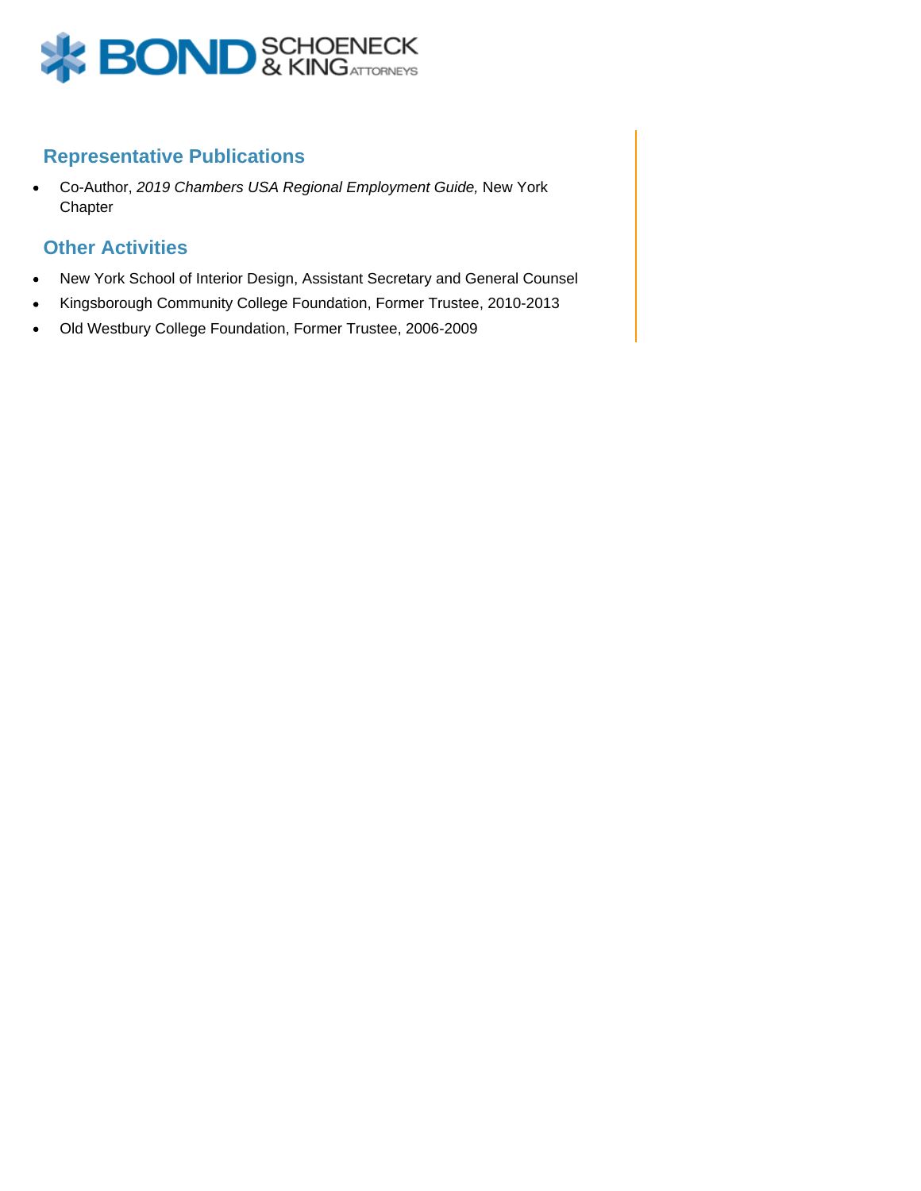## Representative Publications

- Co-Author, *2019 Chambers USA Regional Employment Guide,* New York Chapter

## Other Activities

- New York School of Interior Design, Assistant Secretary and General Counsel
- Kingsborough Community College Foundation, Former Trustee, 2010-2013
- Old Westbury College Foundation, Former Trustee, 2006-2009